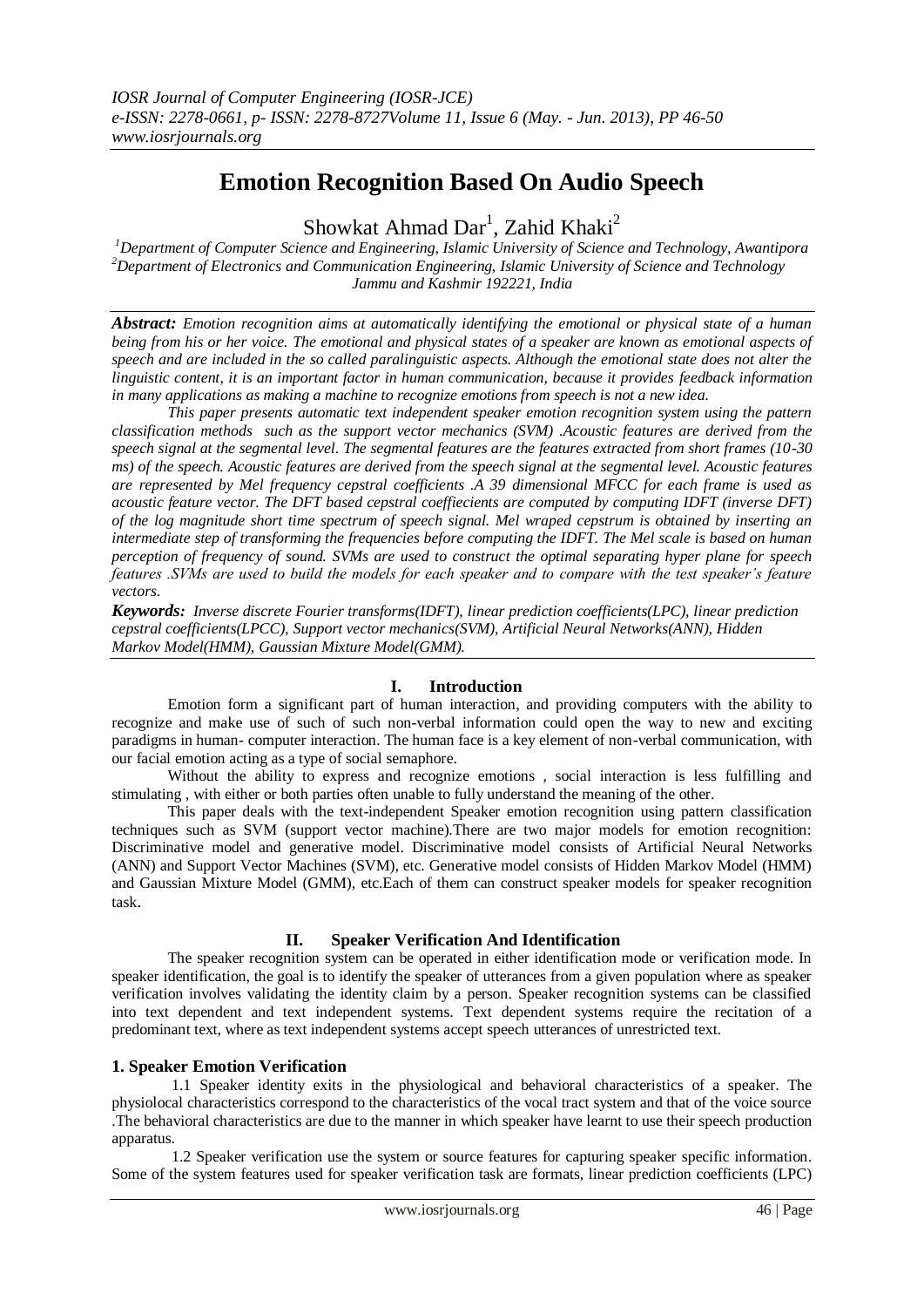# Emotion Recognition Based On Audio Speech

Showkat Ahmad Dar[1], Zahid Khaki[2]

[1]Department of Computer Science and Engineering, Islamic University of Science and Technology, Awantipora
[2]Department of Electronics and Communication Engineering, Islamic University of Science and Technology Jammu and Kashmir 192221, India

***Abstract:*** *Emotion recognition aims at automatically identifying the emotional or physical state of a human being from his or her voice. The emotional and physical states of a speaker are known as emotional aspects of speech and are included in the so called paralinguistic aspects. Although the emotional state does not alter the linguistic content, it is an important factor in human communication, because it provides feedback information in many applications as making a machine to recognize emotions from speech is not a new idea.*

*This paper presents automatic text independent speaker emotion recognition system using the pattern classification methods such as the support vector mechanics (SVM) .Acoustic features are derived from the speech signal at the segmental level. The segmental features are the features extracted from short frames (10-30 ms) of the speech. Acoustic features are derived from the speech signal at the segmental level. Acoustic features are represented by Mel frequency cepstral coefficients .A 39 dimensional MFCC for each frame is used as acoustic feature vector. The DFT based cepstral coeffiecients are computed by computing IDFT (inverse DFT) of the log magnitude short time spectrum of speech signal. Mel wraped cepstrum is obtained by inserting an intermediate step of transforming the frequencies before computing the IDFT. The Mel scale is based on human perception of frequency of sound. SVMs are used to construct the optimal separating hyper plane for speech features .SVMs are used to build the models for each speaker and to compare with the test speaker's feature vectors.*

***Keywords:*** *Inverse discrete Fourier transforms(IDFT), linear prediction coefficients(LPC), linear prediction cepstral coefficients(LPCC), Support vector mechanics(SVM), Artificial Neural Networks(ANN), Hidden Markov Model(HMM), Gaussian Mixture Model(GMM).*

## I. Introduction

Emotion form a significant part of human interaction, and providing computers with the ability to recognize and make use of such of such non-verbal information could open the way to new and exciting paradigms in human- computer interaction. The human face is a key element of non-verbal communication, with our facial emotion acting as a type of social semaphore.

Without the ability to express and recognize emotions , social interaction is less fulfilling and stimulating , with either or both parties often unable to fully understand the meaning of the other.

This paper deals with the text-independent Speaker emotion recognition using pattern classification techniques such as SVM (support vector machine).There are two major models for emotion recognition: Discriminative model and generative model. Discriminative model consists of Artificial Neural Networks (ANN) and Support Vector Machines (SVM), etc. Generative model consists of Hidden Markov Model (HMM) and Gaussian Mixture Model (GMM), etc.Each of them can construct speaker models for speaker recognition task.

## II. Speaker Verification And Identification

The speaker recognition system can be operated in either identification mode or verification mode. In speaker identification, the goal is to identify the speaker of utterances from a given population where as speaker verification involves validating the identity claim by a person. Speaker recognition systems can be classified into text dependent and text independent systems. Text dependent systems require the recitation of a predominant text, where as text independent systems accept speech utterances of unrestricted text.

### 1. Speaker Emotion Verification

1.1 Speaker identity exits in the physiological and behavioral characteristics of a speaker. The physiolocal characteristics correspond to the characteristics of the vocal tract system and that of the voice source .The behavioral characteristics are due to the manner in which speaker have learnt to use their speech production apparatus.

1.2 Speaker verification use the system or source features for capturing speaker specific information. Some of the system features used for speaker verification task are formats, linear prediction coefficients (LPC)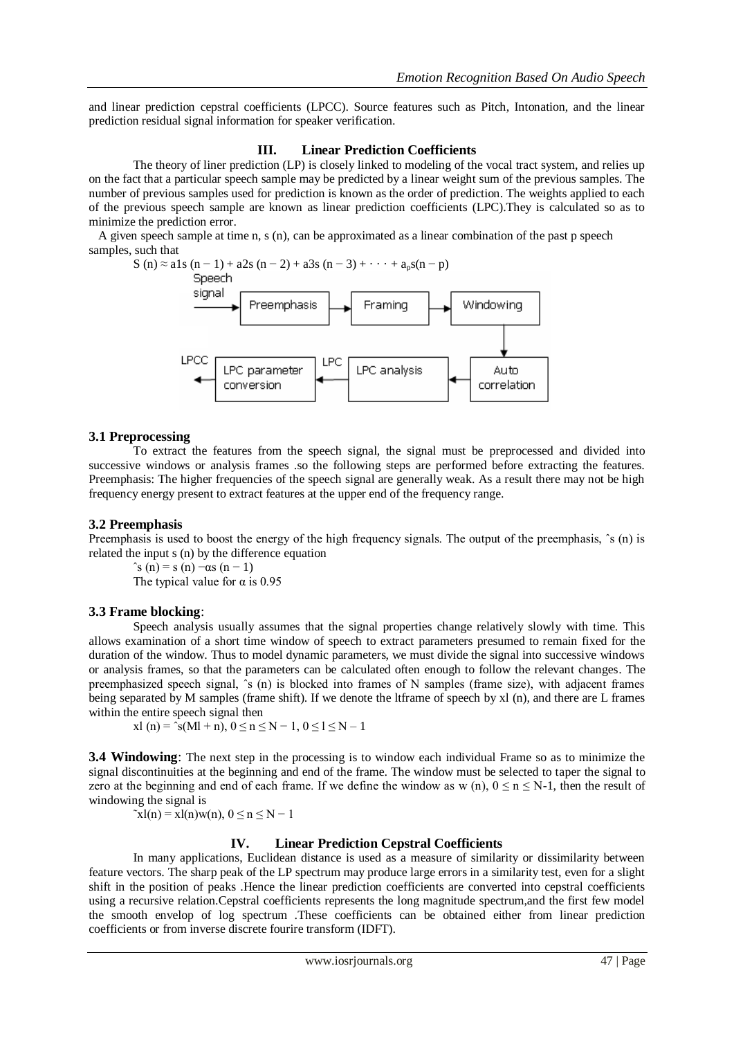and linear prediction cepstral coefficients (LPCC). Source features such as Pitch, Intonation, and the linear prediction residual signal information for speaker verification.

## III. Linear Prediction Coefficients

The theory of liner prediction (LP) is closely linked to modeling of the vocal tract system, and relies up on the fact that a particular speech sample may be predicted by a linear weight sum of the previous samples. The number of previous samples used for prediction is known as the order of prediction. The weights applied to each of the previous speech sample are known as linear prediction coefficients (LPC).They is calculated so as to minimize the prediction error.

A given speech sample at time n, s (n), can be approximated as a linear combination of the past p speech samples, such that

$$S(n) \approx a1s(n-1) + a2s(n-2) + a3s(n-3) + \cdots + a_p s(n-p)$$

Speech signal → Preemphasis → Framing → Windowing → Auto correlation → LPC analysis → LPC → LPC parameter conversion → LPCC

### 3.1 Preprocessing

To extract the features from the speech signal, the signal must be preprocessed and divided into successive windows or analysis frames .so the following steps are performed before extracting the features. Preemphasis: The higher frequencies of the speech signal are generally weak. As a result there may not be high frequency energy present to extract features at the upper end of the frequency range.

### 3.2 Preemphasis

Preemphasis is used to boost the energy of the high frequency signals. The output of the preemphasis, ˆs (n) is related the input s (n) by the difference equation

$$\hat{s}(n) = s(n) - \alpha s(n-1)$$

The typical value for $\alpha$ is 0.95

### 3.3 Frame blocking:

Speech analysis usually assumes that the signal properties change relatively slowly with time. This allows examination of a short time window of speech to extract parameters presumed to remain fixed for the duration of the window. Thus to model dynamic parameters, we must divide the signal into successive windows or analysis frames, so that the parameters can be calculated often enough to follow the relevant changes. The preemphasized speech signal, ˆs (n) is blocked into frames of N samples (frame size), with adjacent frames being separated by M samples (frame shift). If we denote the ltframe of speech by xl (n), and there are L frames within the entire speech signal then

$$xl(n) = \hat{s}(Ml + n),\ 0 \leq n \leq N-1,\ 0 \leq l \leq N-1$$

**3.4 Windowing**: The next step in the processing is to window each individual Frame so as to minimize the signal discontinuities at the beginning and end of the frame. The window must be selected to taper the signal to zero at the beginning and end of each frame. If we define the window as w (n), $0 \leq n \leq N-1$, then the result of windowing the signal is

$$\tilde{x}l(n) = xl(n)w(n),\ 0 \leq n \leq N-1$$

## IV. Linear Prediction Cepstral Coefficients

In many applications, Euclidean distance is used as a measure of similarity or dissimilarity between feature vectors. The sharp peak of the LP spectrum may produce large errors in a similarity test, even for a slight shift in the position of peaks .Hence the linear prediction coefficients are converted into cepstral coefficients using a recursive relation.Cepstral coefficients represents the long magnitude spectrum,and the first few model the smooth envelop of log spectrum .These coefficients can be obtained either from linear prediction coefficients or from inverse discrete fourire transform (IDFT).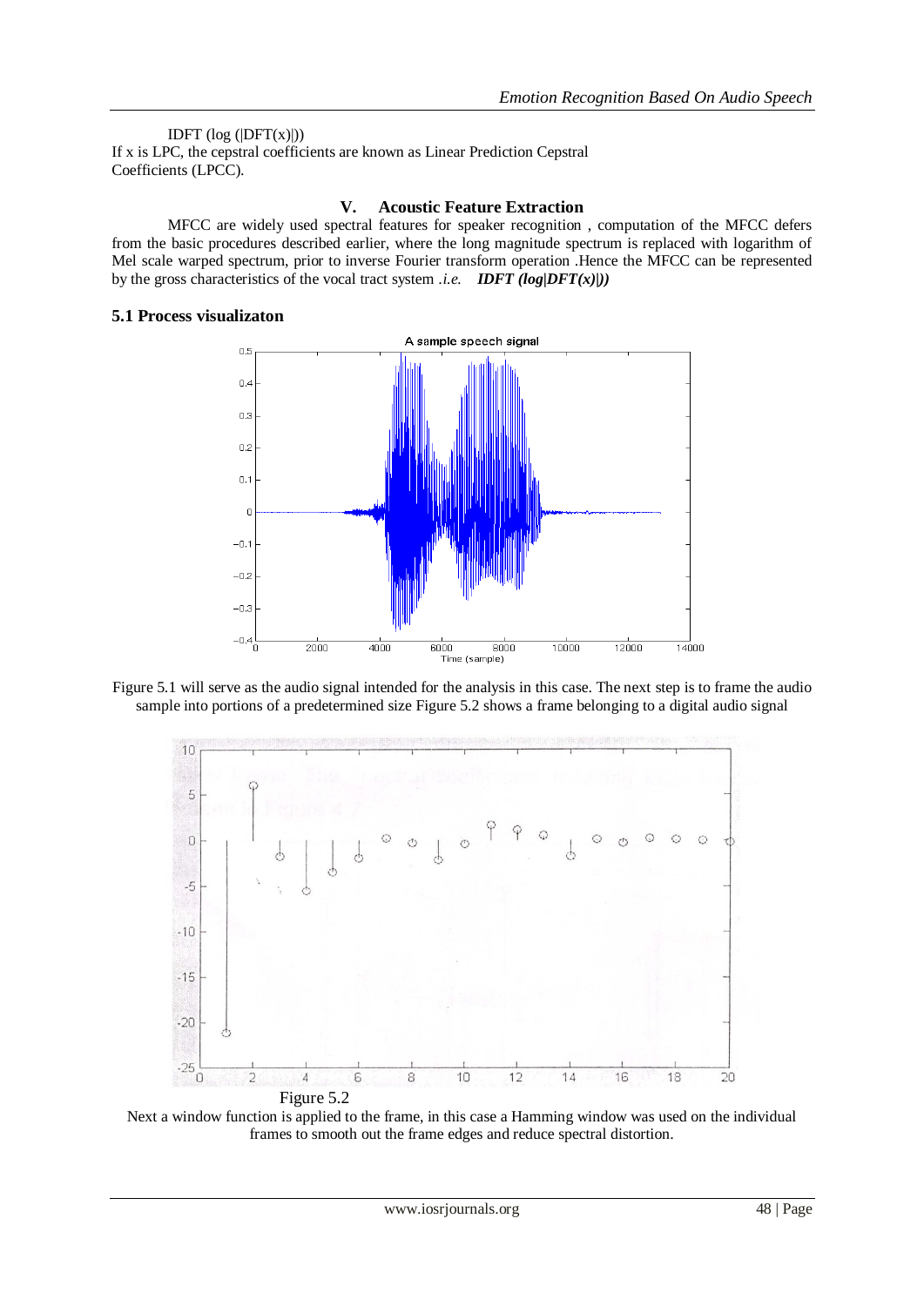IDFT (log (|DFT(x)|))

If x is LPC, the cepstral coefficients are known as Linear Prediction Cepstral Coefficients (LPCC).

## V. Acoustic Feature Extraction

MFCC are widely used spectral features for speaker recognition , computation of the MFCC defers from the basic procedures described earlier, where the long magnitude spectrum is replaced with logarithm of Mel scale warped spectrum, prior to inverse Fourier transform operation .Hence the MFCC can be represented by the gross characteristics of the vocal tract system *.i.e.* ***IDFT (log|DFT(x)|))***

### 5.1 Process visualizaton

Figure 5.1 will serve as the audio signal intended for the analysis in this case. The next step is to frame the audio sample into portions of a predetermined size Figure 5.2 shows a frame belonging to a digital audio signal

Figure 5.2

Next a window function is applied to the frame, in this case a Hamming window was used on the individual frames to smooth out the frame edges and reduce spectral distortion.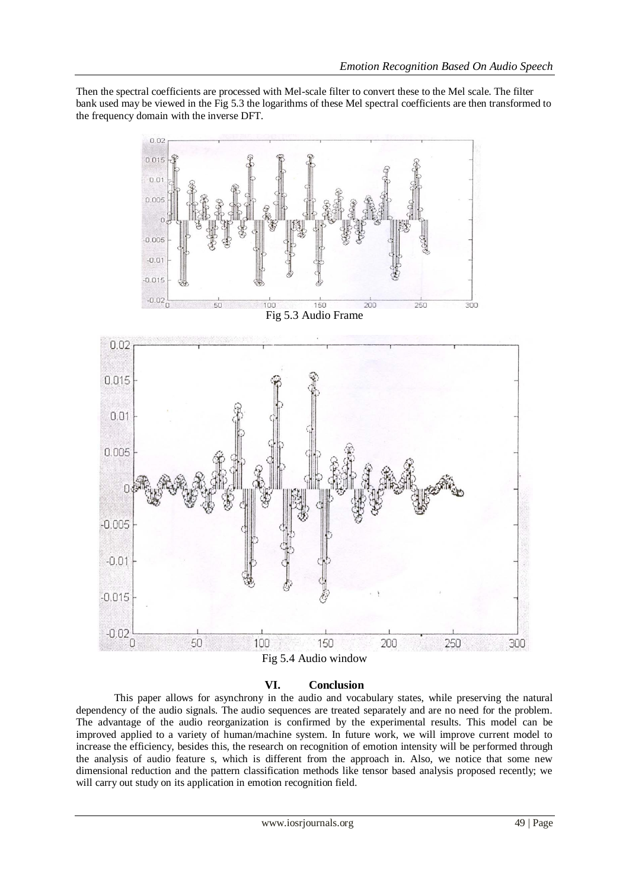Then the spectral coefficients are processed with Mel-scale filter to convert these to the Mel scale. The filter bank used may be viewed in the Fig 5.3 the logarithms of these Mel spectral coefficients are then transformed to the frequency domain with the inverse DFT.

Fig 5.3 Audio Frame

Fig 5.4 Audio window

## VI. Conclusion

This paper allows for asynchrony in the audio and vocabulary states, while preserving the natural dependency of the audio signals. The audio sequences are treated separately and are no need for the problem. The advantage of the audio reorganization is confirmed by the experimental results. This model can be improved applied to a variety of human/machine system. In future work, we will improve current model to increase the efficiency, besides this, the research on recognition of emotion intensity will be performed through the analysis of audio feature s, which is different from the approach in. Also, we notice that some new dimensional reduction and the pattern classification methods like tensor based analysis proposed recently; we will carry out study on its application in emotion recognition field.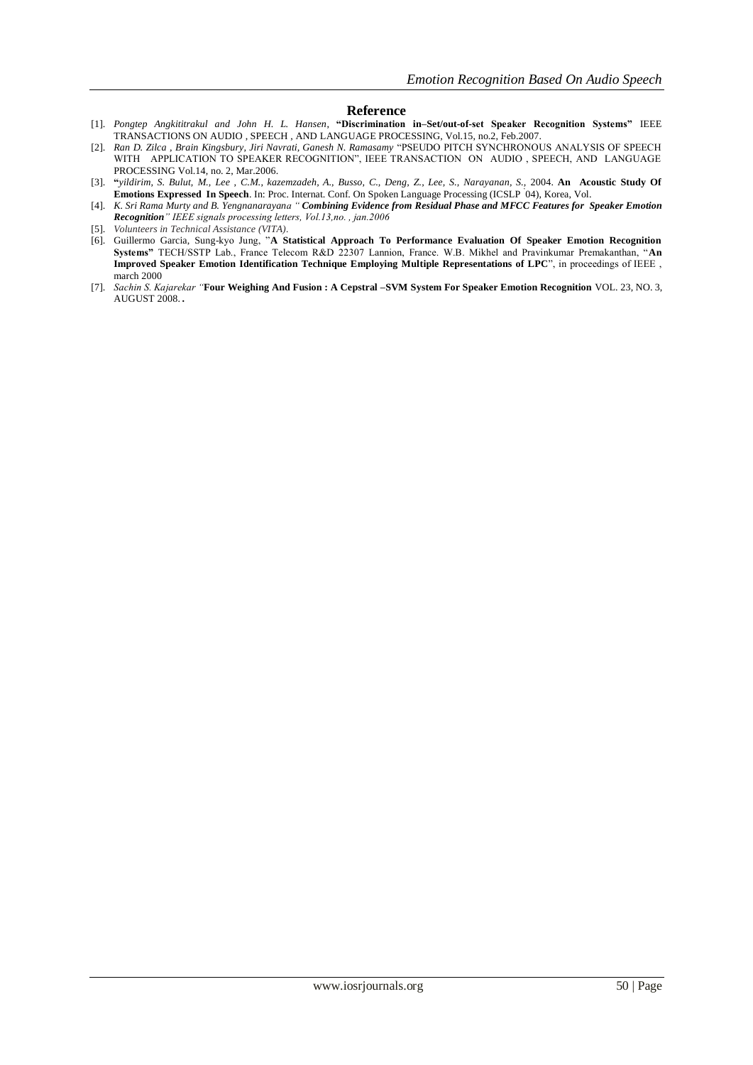## Reference

[1]. *Pongtep Angkititrakul and John H. L. Hansen*, **"Discrimination in–Set/out-of-set Speaker Recognition Systems"** IEEE TRANSACTIONS ON AUDIO , SPEECH , AND LANGUAGE PROCESSING, Vol.15, no.2, Feb.2007.

[2]. *Ran D. Zilca , Brain Kingsbury, Jiri Navrati, Ganesh N. Ramasamy* "PSEUDO PITCH SYNCHRONOUS ANALYSIS OF SPEECH WITH APPLICATION TO SPEAKER RECOGNITION", IEEE TRANSACTION ON AUDIO , SPEECH, AND LANGUAGE PROCESSING Vol.14, no. 2, Mar.2006.

[3]. **"***yildirim, S. Bulut, M., Lee , C.M., kazemzadeh, A., Busso, C., Deng, Z., Lee, S., Narayanan, S.*, 2004. **An Acoustic Study Of Emotions Expressed In Speech**. In: Proc. Internat. Conf. On Spoken Language Processing (ICSLP ̀04), Korea, Vol.

[4]. *K. Sri Rama Murty and B. Yengnanarayana "* ***Combining Evidence from Residual Phase and MFCC Features for Speaker Emotion Recognition****" IEEE signals processing letters, Vol.13,no. , jan.2006*

[5]. *Volunteers in Technical Assistance (VITA).*

[6]. Guillermo Garcia, Sung-kyo Jung, "**A Statistical Approach To Performance Evaluation Of Speaker Emotion Recognition Systems"** TECH/SSTP Lab., France Telecom R&D 22307 Lannion, France. W.B. Mikhel and Pravinkumar Premakanthan, "**An Improved Speaker Emotion Identification Technique Employing Multiple Representations of LPC**", in proceedings of IEEE , march 2000

[7]. *Sachin S. Kajarekar "***Four Weighing And Fusion : A Cepstral –SVM System For Speaker Emotion Recognition** VOL. 23, NO. 3, AUGUST 2008. **.**